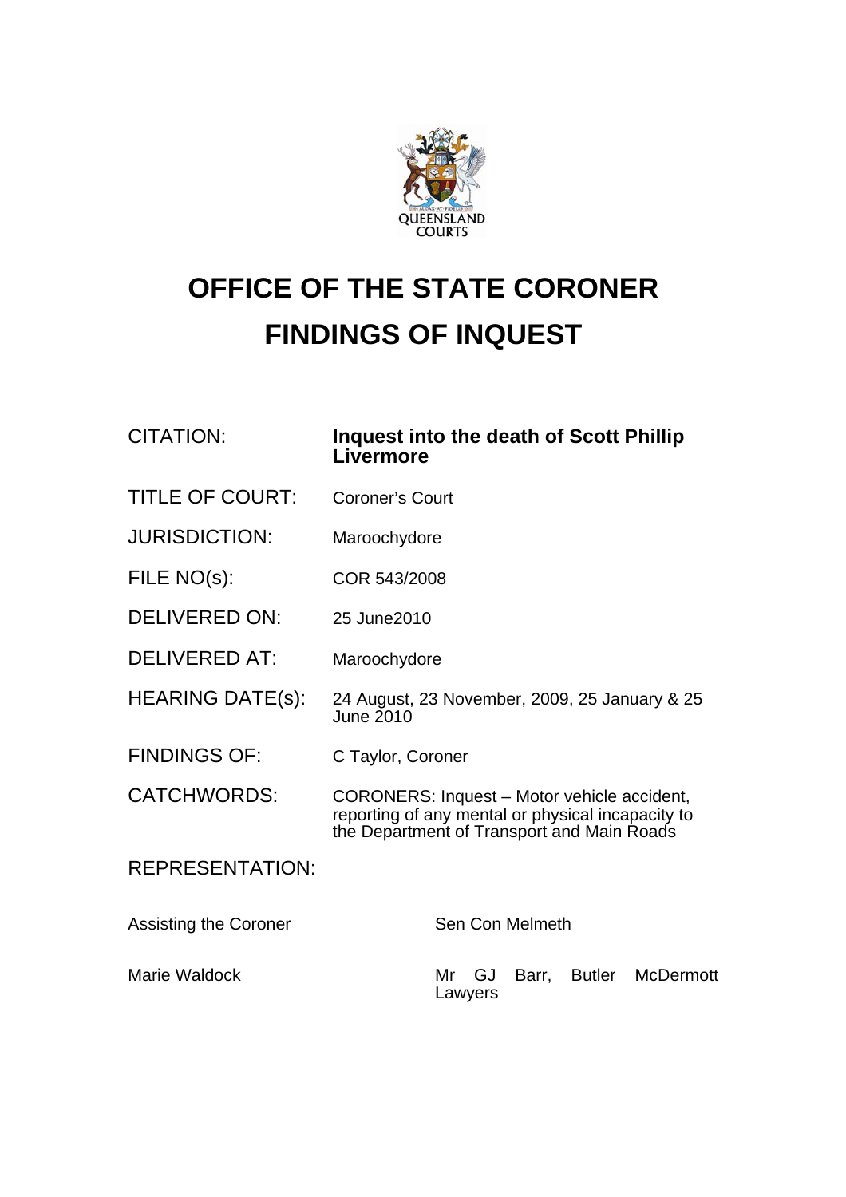QUEENSLAND COURTS

# OFFICE OF THE STATE CORONER
# FINDINGS OF INQUEST

| | |
|---|---|
| CITATION: | **Inquest into the death of Scott Phillip Livermore** |
| TITLE OF COURT: | Coroner's Court |
| JURISDICTION: | Maroochydore |
| FILE NO(s): | COR 543/2008 |
| DELIVERED ON: | 25 June2010 |
| DELIVERED AT: | Maroochydore |
| HEARING DATE(s): | 24 August, 23 November, 2009, 25 January & 25 June 2010 |
| FINDINGS OF: | C Taylor, Coroner |
| CATCHWORDS: | CORONERS: Inquest – Motor vehicle accident, reporting of any mental or physical incapacity to the Department of Transport and Main Roads |

REPRESENTATION:

| | |
|---|---|
| Assisting the Coroner | Sen Con Melmeth |
| Marie Waldock | Mr GJ Barr, Butler McDermott Lawyers |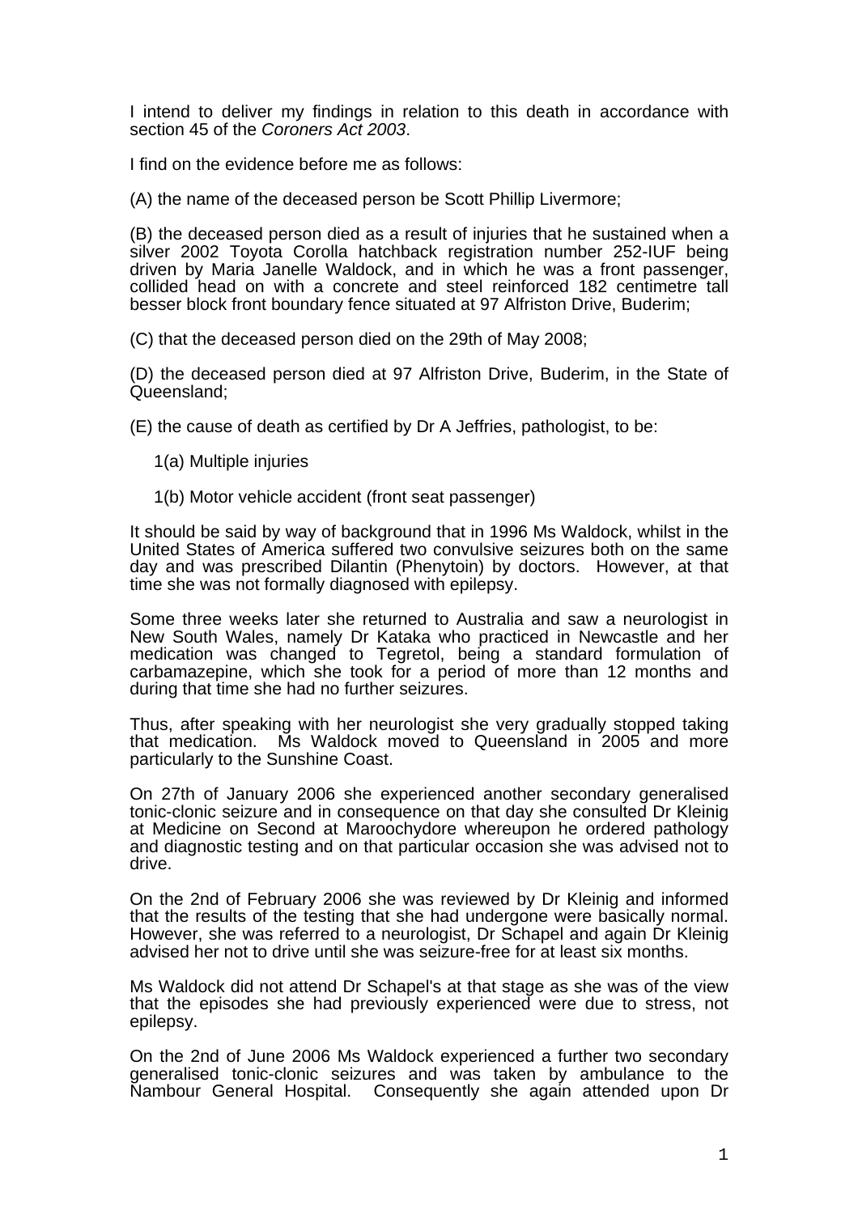I intend to deliver my findings in relation to this death in accordance with section 45 of the *Coroners Act 2003*.

I find on the evidence before me as follows:

(A) the name of the deceased person be Scott Phillip Livermore;

(B) the deceased person died as a result of injuries that he sustained when a silver 2002 Toyota Corolla hatchback registration number 252-IUF being driven by Maria Janelle Waldock, and in which he was a front passenger, collided head on with a concrete and steel reinforced 182 centimetre tall besser block front boundary fence situated at 97 Alfriston Drive, Buderim;

(C) that the deceased person died on the 29th of May 2008;

(D) the deceased person died at 97 Alfriston Drive, Buderim, in the State of Queensland;

(E) the cause of death as certified by Dr A Jeffries, pathologist, to be:

1(a) Multiple injuries

1(b) Motor vehicle accident (front seat passenger)

It should be said by way of background that in 1996 Ms Waldock, whilst in the United States of America suffered two convulsive seizures both on the same day and was prescribed Dilantin (Phenytoin) by doctors. However, at that time she was not formally diagnosed with epilepsy.

Some three weeks later she returned to Australia and saw a neurologist in New South Wales, namely Dr Kataka who practiced in Newcastle and her medication was changed to Tegretol, being a standard formulation of carbamazepine, which she took for a period of more than 12 months and during that time she had no further seizures.

Thus, after speaking with her neurologist she very gradually stopped taking that medication. Ms Waldock moved to Queensland in 2005 and more particularly to the Sunshine Coast.

On 27th of January 2006 she experienced another secondary generalised tonic-clonic seizure and in consequence on that day she consulted Dr Kleinig at Medicine on Second at Maroochydore whereupon he ordered pathology and diagnostic testing and on that particular occasion she was advised not to drive.

On the 2nd of February 2006 she was reviewed by Dr Kleinig and informed that the results of the testing that she had undergone were basically normal. However, she was referred to a neurologist, Dr Schapel and again Dr Kleinig advised her not to drive until she was seizure-free for at least six months.

Ms Waldock did not attend Dr Schapel's at that stage as she was of the view that the episodes she had previously experienced were due to stress, not epilepsy.

On the 2nd of June 2006 Ms Waldock experienced a further two secondary generalised tonic-clonic seizures and was taken by ambulance to the Nambour General Hospital. Consequently she again attended upon Dr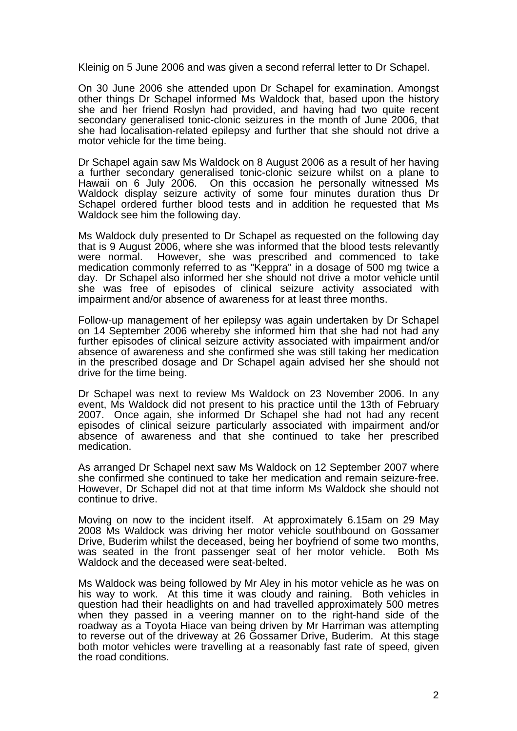Kleinig on 5 June 2006 and was given a second referral letter to Dr Schapel.

On 30 June 2006 she attended upon Dr Schapel for examination. Amongst other things Dr Schapel informed Ms Waldock that, based upon the history she and her friend Roslyn had provided, and having had two quite recent secondary generalised tonic-clonic seizures in the month of June 2006, that she had localisation-related epilepsy and further that she should not drive a motor vehicle for the time being.

Dr Schapel again saw Ms Waldock on 8 August 2006 as a result of her having a further secondary generalised tonic-clonic seizure whilst on a plane to Hawaii on 6 July 2006. On this occasion he personally witnessed Ms Waldock display seizure activity of some four minutes duration thus Dr Schapel ordered further blood tests and in addition he requested that Ms Waldock see him the following day.

Ms Waldock duly presented to Dr Schapel as requested on the following day that is 9 August 2006, where she was informed that the blood tests relevantly were normal. However, she was prescribed and commenced to take medication commonly referred to as "Keppra" in a dosage of 500 mg twice a day. Dr Schapel also informed her she should not drive a motor vehicle until she was free of episodes of clinical seizure activity associated with impairment and/or absence of awareness for at least three months.

Follow-up management of her epilepsy was again undertaken by Dr Schapel on 14 September 2006 whereby she informed him that she had not had any further episodes of clinical seizure activity associated with impairment and/or absence of awareness and she confirmed she was still taking her medication in the prescribed dosage and Dr Schapel again advised her she should not drive for the time being.

Dr Schapel was next to review Ms Waldock on 23 November 2006. In any event, Ms Waldock did not present to his practice until the 13th of February 2007. Once again, she informed Dr Schapel she had not had any recent episodes of clinical seizure particularly associated with impairment and/or absence of awareness and that she continued to take her prescribed medication.

As arranged Dr Schapel next saw Ms Waldock on 12 September 2007 where she confirmed she continued to take her medication and remain seizure-free. However, Dr Schapel did not at that time inform Ms Waldock she should not continue to drive.

Moving on now to the incident itself. At approximately 6.15am on 29 May 2008 Ms Waldock was driving her motor vehicle southbound on Gossamer Drive, Buderim whilst the deceased, being her boyfriend of some two months, was seated in the front passenger seat of her motor vehicle. Both Ms Waldock and the deceased were seat-belted.

Ms Waldock was being followed by Mr Aley in his motor vehicle as he was on his way to work. At this time it was cloudy and raining. Both vehicles in question had their headlights on and had travelled approximately 500 metres when they passed in a veering manner on to the right-hand side of the roadway as a Toyota Hiace van being driven by Mr Harriman was attempting to reverse out of the driveway at 26 Gossamer Drive, Buderim. At this stage both motor vehicles were travelling at a reasonably fast rate of speed, given the road conditions.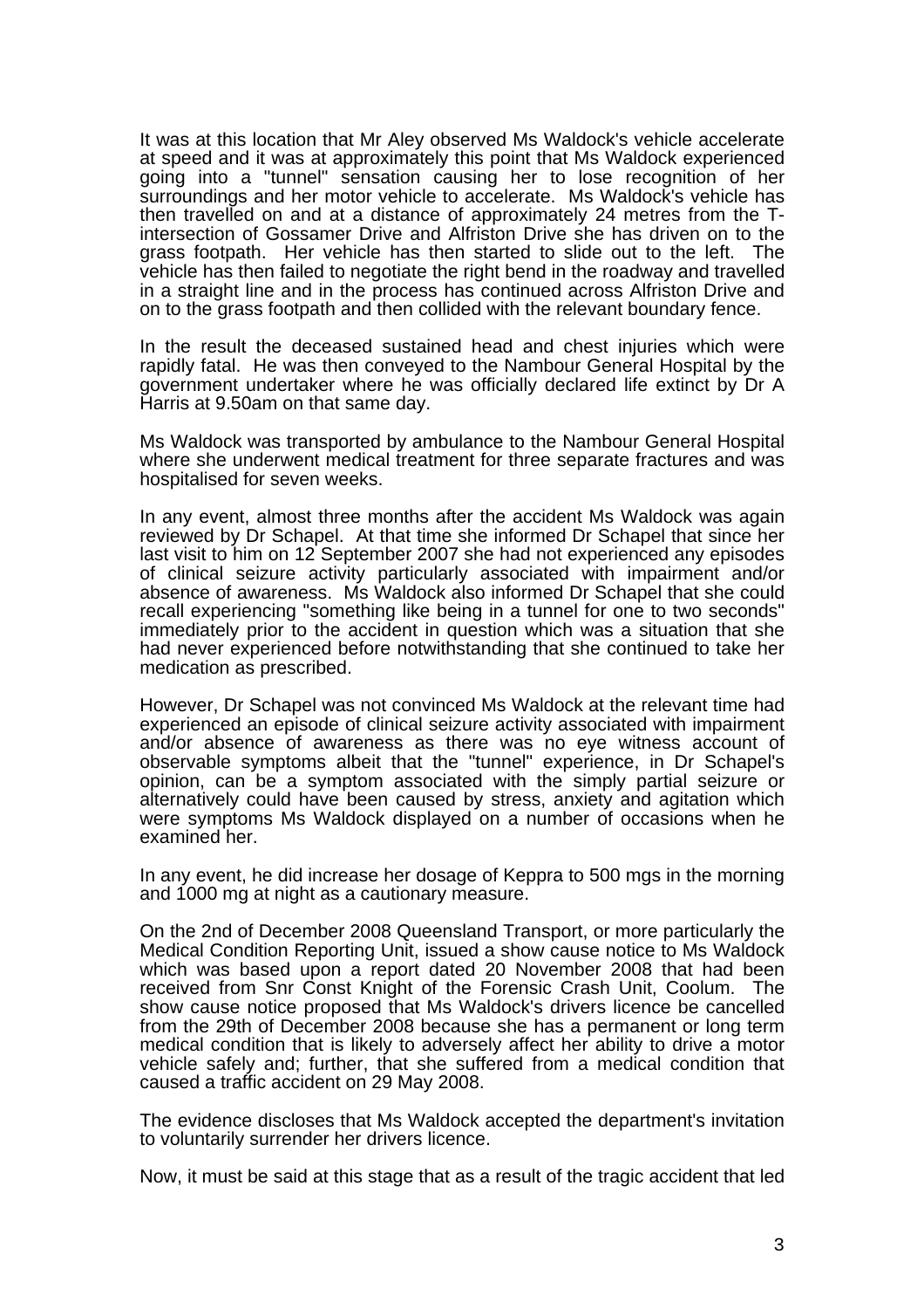It was at this location that Mr Aley observed Ms Waldock's vehicle accelerate at speed and it was at approximately this point that Ms Waldock experienced going into a "tunnel" sensation causing her to lose recognition of her surroundings and her motor vehicle to accelerate. Ms Waldock's vehicle has then travelled on and at a distance of approximately 24 metres from the T-intersection of Gossamer Drive and Alfriston Drive she has driven on to the grass footpath. Her vehicle has then started to slide out to the left. The vehicle has then failed to negotiate the right bend in the roadway and travelled in a straight line and in the process has continued across Alfriston Drive and on to the grass footpath and then collided with the relevant boundary fence.

In the result the deceased sustained head and chest injuries which were rapidly fatal. He was then conveyed to the Nambour General Hospital by the government undertaker where he was officially declared life extinct by Dr A Harris at 9.50am on that same day.

Ms Waldock was transported by ambulance to the Nambour General Hospital where she underwent medical treatment for three separate fractures and was hospitalised for seven weeks.

In any event, almost three months after the accident Ms Waldock was again reviewed by Dr Schapel. At that time she informed Dr Schapel that since her last visit to him on 12 September 2007 she had not experienced any episodes of clinical seizure activity particularly associated with impairment and/or absence of awareness. Ms Waldock also informed Dr Schapel that she could recall experiencing "something like being in a tunnel for one to two seconds" immediately prior to the accident in question which was a situation that she had never experienced before notwithstanding that she continued to take her medication as prescribed.

However, Dr Schapel was not convinced Ms Waldock at the relevant time had experienced an episode of clinical seizure activity associated with impairment and/or absence of awareness as there was no eye witness account of observable symptoms albeit that the "tunnel" experience, in Dr Schapel's opinion, can be a symptom associated with the simply partial seizure or alternatively could have been caused by stress, anxiety and agitation which were symptoms Ms Waldock displayed on a number of occasions when he examined her.

In any event, he did increase her dosage of Keppra to 500 mgs in the morning and 1000 mg at night as a cautionary measure.

On the 2nd of December 2008 Queensland Transport, or more particularly the Medical Condition Reporting Unit, issued a show cause notice to Ms Waldock which was based upon a report dated 20 November 2008 that had been received from Snr Const Knight of the Forensic Crash Unit, Coolum. The show cause notice proposed that Ms Waldock's drivers licence be cancelled from the 29th of December 2008 because she has a permanent or long term medical condition that is likely to adversely affect her ability to drive a motor vehicle safely and; further, that she suffered from a medical condition that caused a traffic accident on 29 May 2008.

The evidence discloses that Ms Waldock accepted the department's invitation to voluntarily surrender her drivers licence.

Now, it must be said at this stage that as a result of the tragic accident that led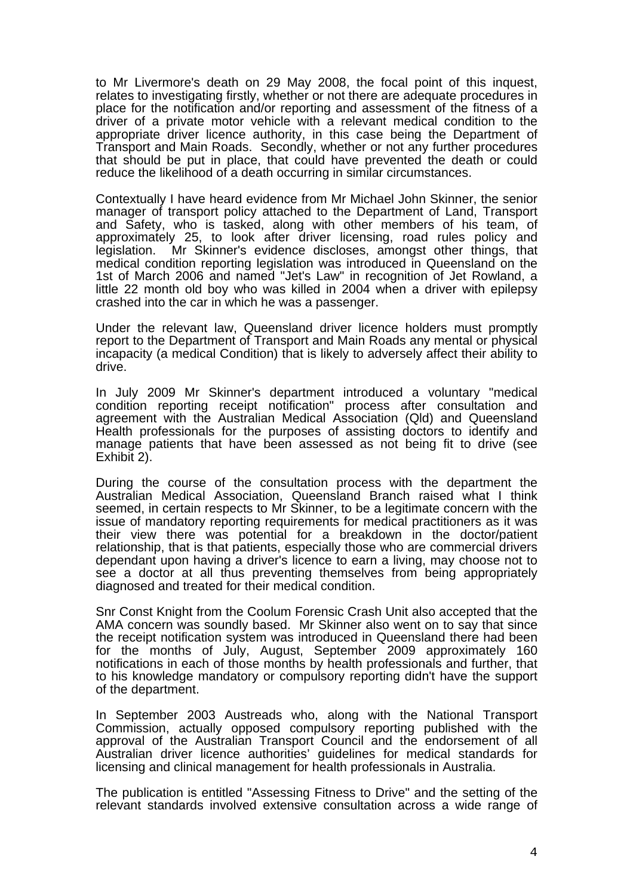to Mr Livermore's death on 29 May 2008, the focal point of this inquest, relates to investigating firstly, whether or not there are adequate procedures in place for the notification and/or reporting and assessment of the fitness of a driver of a private motor vehicle with a relevant medical condition to the appropriate driver licence authority, in this case being the Department of Transport and Main Roads. Secondly, whether or not any further procedures that should be put in place, that could have prevented the death or could reduce the likelihood of a death occurring in similar circumstances.

Contextually I have heard evidence from Mr Michael John Skinner, the senior manager of transport policy attached to the Department of Land, Transport and Safety, who is tasked, along with other members of his team, of approximately 25, to look after driver licensing, road rules policy and legislation. Mr Skinner's evidence discloses, amongst other things, that medical condition reporting legislation was introduced in Queensland on the 1st of March 2006 and named "Jet's Law" in recognition of Jet Rowland, a little 22 month old boy who was killed in 2004 when a driver with epilepsy crashed into the car in which he was a passenger.

Under the relevant law, Queensland driver licence holders must promptly report to the Department of Transport and Main Roads any mental or physical incapacity (a medical Condition) that is likely to adversely affect their ability to drive.

In July 2009 Mr Skinner's department introduced a voluntary "medical condition reporting receipt notification" process after consultation and agreement with the Australian Medical Association (Qld) and Queensland Health professionals for the purposes of assisting doctors to identify and manage patients that have been assessed as not being fit to drive (see Exhibit 2).

During the course of the consultation process with the department the Australian Medical Association, Queensland Branch raised what I think seemed, in certain respects to Mr Skinner, to be a legitimate concern with the issue of mandatory reporting requirements for medical practitioners as it was their view there was potential for a breakdown in the doctor/patient relationship, that is that patients, especially those who are commercial drivers dependant upon having a driver's licence to earn a living, may choose not to see a doctor at all thus preventing themselves from being appropriately diagnosed and treated for their medical condition.

Snr Const Knight from the Coolum Forensic Crash Unit also accepted that the AMA concern was soundly based. Mr Skinner also went on to say that since the receipt notification system was introduced in Queensland there had been for the months of July, August, September 2009 approximately 160 notifications in each of those months by health professionals and further, that to his knowledge mandatory or compulsory reporting didn't have the support of the department.

In September 2003 Austreads who, along with the National Transport Commission, actually opposed compulsory reporting published with the approval of the Australian Transport Council and the endorsement of all Australian driver licence authorities' guidelines for medical standards for licensing and clinical management for health professionals in Australia.

The publication is entitled "Assessing Fitness to Drive" and the setting of the relevant standards involved extensive consultation across a wide range of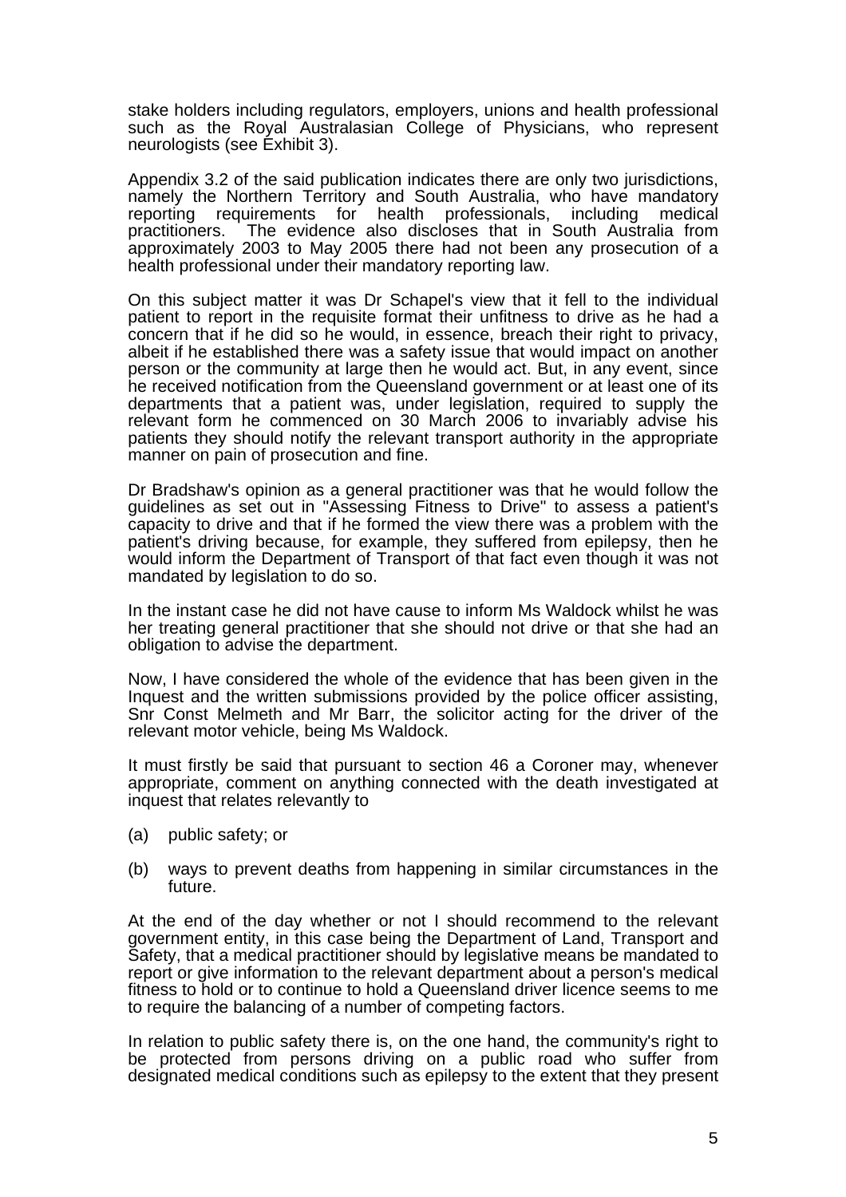stake holders including regulators, employers, unions and health professional such as the Royal Australasian College of Physicians, who represent neurologists (see Exhibit 3).

Appendix 3.2 of the said publication indicates there are only two jurisdictions, namely the Northern Territory and South Australia, who have mandatory reporting requirements for health professionals, including medical practitioners. The evidence also discloses that in South Australia from approximately 2003 to May 2005 there had not been any prosecution of a health professional under their mandatory reporting law.

On this subject matter it was Dr Schapel's view that it fell to the individual patient to report in the requisite format their unfitness to drive as he had a concern that if he did so he would, in essence, breach their right to privacy, albeit if he established there was a safety issue that would impact on another person or the community at large then he would act. But, in any event, since he received notification from the Queensland government or at least one of its departments that a patient was, under legislation, required to supply the relevant form he commenced on 30 March 2006 to invariably advise his patients they should notify the relevant transport authority in the appropriate manner on pain of prosecution and fine.

Dr Bradshaw's opinion as a general practitioner was that he would follow the guidelines as set out in "Assessing Fitness to Drive" to assess a patient's capacity to drive and that if he formed the view there was a problem with the patient's driving because, for example, they suffered from epilepsy, then he would inform the Department of Transport of that fact even though it was not mandated by legislation to do so.

In the instant case he did not have cause to inform Ms Waldock whilst he was her treating general practitioner that she should not drive or that she had an obligation to advise the department.

Now, I have considered the whole of the evidence that has been given in the Inquest and the written submissions provided by the police officer assisting, Snr Const Melmeth and Mr Barr, the solicitor acting for the driver of the relevant motor vehicle, being Ms Waldock.

It must firstly be said that pursuant to section 46 a Coroner may, whenever appropriate, comment on anything connected with the death investigated at inquest that relates relevantly to

(a) public safety; or

(b) ways to prevent deaths from happening in similar circumstances in the future.

At the end of the day whether or not I should recommend to the relevant government entity, in this case being the Department of Land, Transport and Safety, that a medical practitioner should by legislative means be mandated to report or give information to the relevant department about a person's medical fitness to hold or to continue to hold a Queensland driver licence seems to me to require the balancing of a number of competing factors.

In relation to public safety there is, on the one hand, the community's right to be protected from persons driving on a public road who suffer from designated medical conditions such as epilepsy to the extent that they present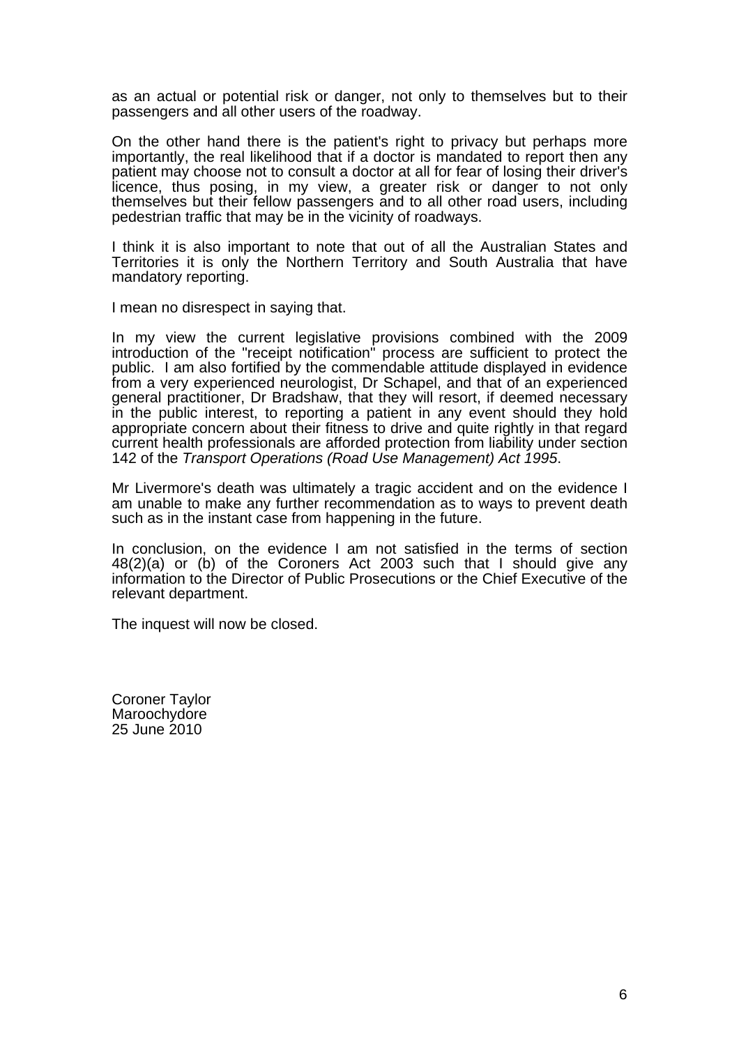as an actual or potential risk or danger, not only to themselves but to their passengers and all other users of the roadway.

On the other hand there is the patient's right to privacy but perhaps more importantly, the real likelihood that if a doctor is mandated to report then any patient may choose not to consult a doctor at all for fear of losing their driver's licence, thus posing, in my view, a greater risk or danger to not only themselves but their fellow passengers and to all other road users, including pedestrian traffic that may be in the vicinity of roadways.

I think it is also important to note that out of all the Australian States and Territories it is only the Northern Territory and South Australia that have mandatory reporting.

I mean no disrespect in saying that.

In my view the current legislative provisions combined with the 2009 introduction of the "receipt notification" process are sufficient to protect the public. I am also fortified by the commendable attitude displayed in evidence from a very experienced neurologist, Dr Schapel, and that of an experienced general practitioner, Dr Bradshaw, that they will resort, if deemed necessary in the public interest, to reporting a patient in any event should they hold appropriate concern about their fitness to drive and quite rightly in that regard current health professionals are afforded protection from liability under section 142 of the *Transport Operations (Road Use Management) Act 1995*.

Mr Livermore's death was ultimately a tragic accident and on the evidence I am unable to make any further recommendation as to ways to prevent death such as in the instant case from happening in the future.

In conclusion, on the evidence I am not satisfied in the terms of section 48(2)(a) or (b) of the Coroners Act 2003 such that I should give any information to the Director of Public Prosecutions or the Chief Executive of the relevant department.

The inquest will now be closed.

Coroner Taylor
Maroochydore
25 June 2010